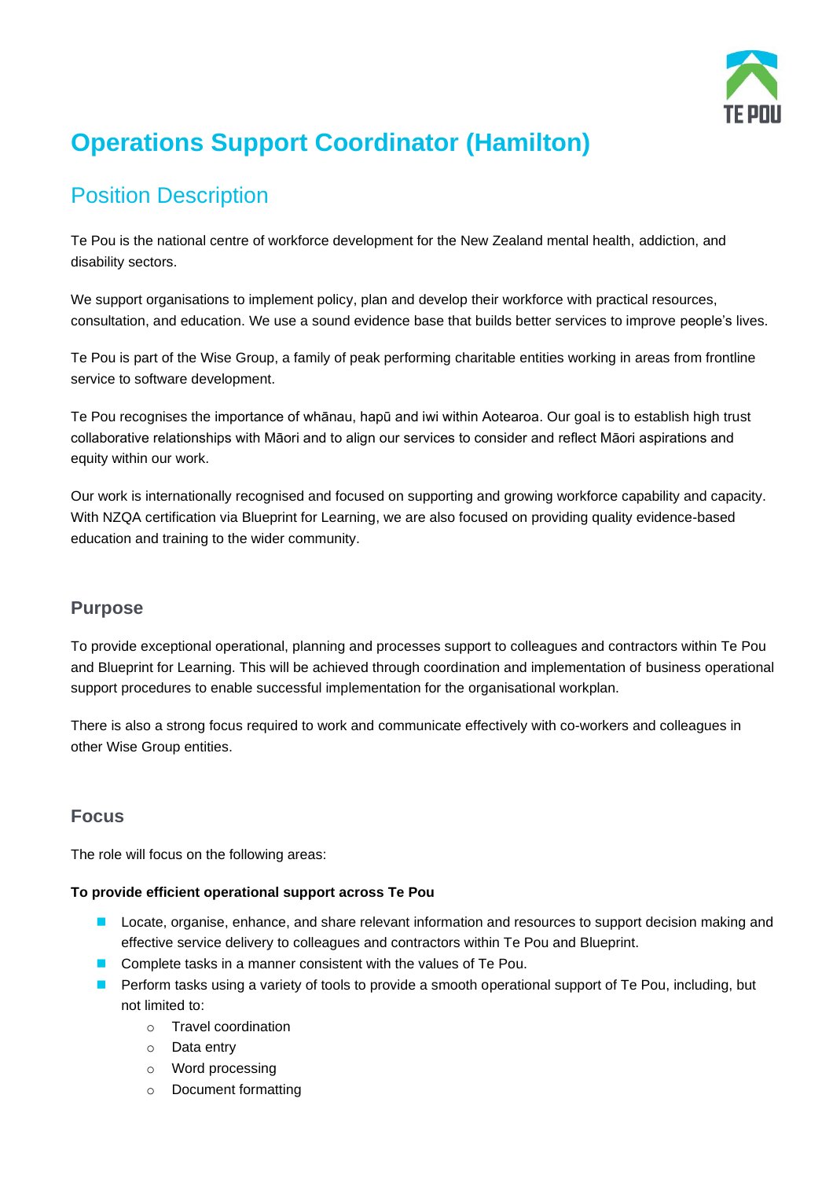# Operations Support Coordinator (Hamilton)

## Position Description

Te Pou is the national centre of workforce development for the New Zealand mental health, addiction, and disability sectors.

We support organisations to implement policy, plan and develop their workforce with practical resources, consultation, and education. We use a sound evidence base that builds better services to improve people's lives.

Te Pou is part of the Wise Group, a family of peak performing charitable entities working in areas from frontline service to software development.

Te Pou recognises the importance of whānau, hapū and iwi within Aotearoa. Our goal is to establish high trust collaborative relationships with Māori and to align our services to consider and reflect Māori aspirations and equity within our work.

Our work is internationally recognised and focused on supporting and growing workforce capability and capacity. With NZQA certification via Blueprint for Learning, we are also focused on providing quality evidence-based education and training to the wider community.

### Purpose

To provide exceptional operational, planning and processes support to colleagues and contractors within Te Pou and Blueprint for Learning. This will be achieved through coordination and implementation of business operational support procedures to enable successful implementation for the organisational workplan.

There is also a strong focus required to work and communicate effectively with co-workers and colleagues in other Wise Group entities.

### Focus

The role will focus on the following areas:

**To provide efficient operational support across Te Pou**

- Locate, organise, enhance, and share relevant information and resources to support decision making and effective service delivery to colleagues and contractors within Te Pou and Blueprint.
- Complete tasks in a manner consistent with the values of Te Pou.
- Perform tasks using a variety of tools to provide a smooth operational support of Te Pou, including, but not limited to:
  - Travel coordination
  - Data entry
  - Word processing
  - Document formatting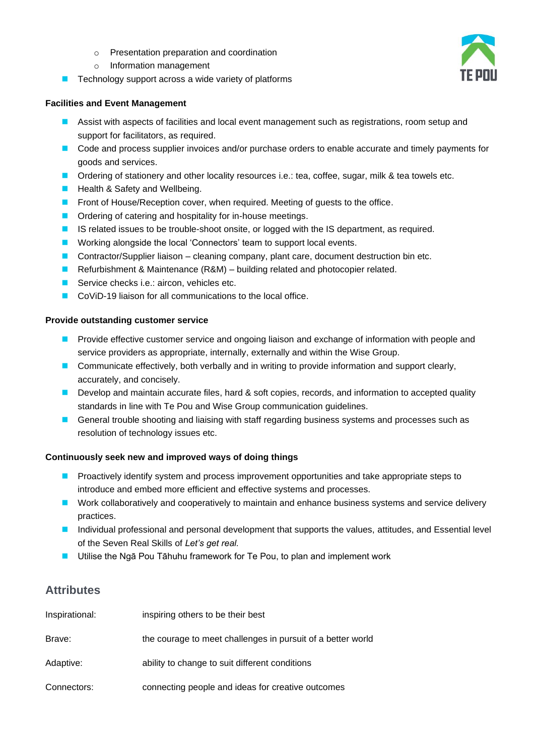- Presentation preparation and coordination
- Information management

- Technology support across a wide variety of platforms

**Facilities and Event Management**

- Assist with aspects of facilities and local event management such as registrations, room setup and support for facilitators, as required.
- Code and process supplier invoices and/or purchase orders to enable accurate and timely payments for goods and services.
- Ordering of stationery and other locality resources i.e.: tea, coffee, sugar, milk & tea towels etc.
- Health & Safety and Wellbeing.
- Front of House/Reception cover, when required. Meeting of guests to the office.
- Ordering of catering and hospitality for in-house meetings.
- IS related issues to be trouble-shoot onsite, or logged with the IS department, as required.
- Working alongside the local 'Connectors' team to support local events.
- Contractor/Supplier liaison – cleaning company, plant care, document destruction bin etc.
- Refurbishment & Maintenance (R&M) – building related and photocopier related.
- Service checks i.e.: aircon, vehicles etc.
- CoViD-19 liaison for all communications to the local office.

**Provide outstanding customer service**

- Provide effective customer service and ongoing liaison and exchange of information with people and service providers as appropriate, internally, externally and within the Wise Group.
- Communicate effectively, both verbally and in writing to provide information and support clearly, accurately, and concisely.
- Develop and maintain accurate files, hard & soft copies, records, and information to accepted quality standards in line with Te Pou and Wise Group communication guidelines.
- General trouble shooting and liaising with staff regarding business systems and processes such as resolution of technology issues etc.

**Continuously seek new and improved ways of doing things**

- Proactively identify system and process improvement opportunities and take appropriate steps to introduce and embed more efficient and effective systems and processes.
- Work collaboratively and cooperatively to maintain and enhance business systems and service delivery practices.
- Individual professional and personal development that supports the values, attitudes, and Essential level of the Seven Real Skills of *Let's get real.*
- Utilise the Ngā Pou Tāhuhu framework for Te Pou, to plan and implement work

## Attributes

| | |
|---|---|
| Inspirational: | inspiring others to be their best |
| Brave: | the courage to meet challenges in pursuit of a better world |
| Adaptive: | ability to change to suit different conditions |
| Connectors: | connecting people and ideas for creative outcomes |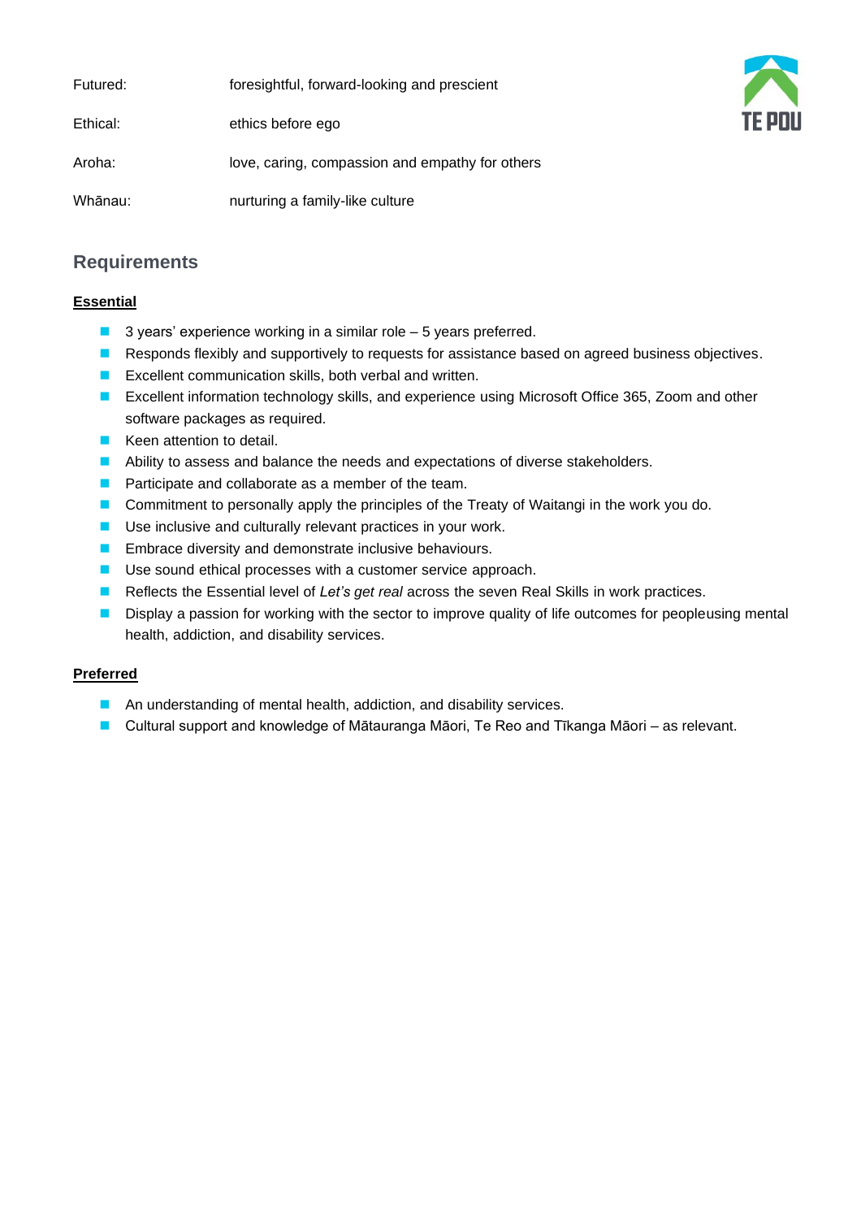| | |
|---|---|
| Futured: | foresightful, forward-looking and prescient |
| Ethical: | ethics before ego |
| Aroha: | love, caring, compassion and empathy for others |
| Whānau: | nurturing a family-like culture |

## Requirements

**Essential**

- 3 years' experience working in a similar role – 5 years preferred.
- Responds flexibly and supportively to requests for assistance based on agreed business objectives.
- Excellent communication skills, both verbal and written.
- Excellent information technology skills, and experience using Microsoft Office 365, Zoom and other software packages as required.
- Keen attention to detail.
- Ability to assess and balance the needs and expectations of diverse stakeholders.
- Participate and collaborate as a member of the team.
- Commitment to personally apply the principles of the Treaty of Waitangi in the work you do.
- Use inclusive and culturally relevant practices in your work.
- Embrace diversity and demonstrate inclusive behaviours.
- Use sound ethical processes with a customer service approach.
- Reflects the Essential level of *Let's get real* across the seven Real Skills in work practices.
- Display a passion for working with the sector to improve quality of life outcomes for peopleusing mental health, addiction, and disability services.

**Preferred**

- An understanding of mental health, addiction, and disability services.
- Cultural support and knowledge of Mātauranga Māori, Te Reo and Tīkanga Māori – as relevant.